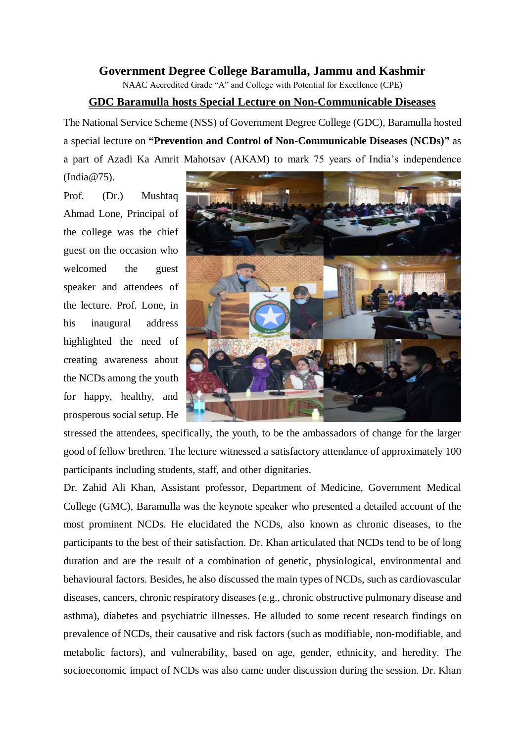# Government Degree College Baramulla, Jammu and Kashmir

NAAC Accredited Grade "A" and College with Potential for Excellence (CPE)

## GDC Baramulla hosts Special Lecture on Non-Communicable Diseases

The National Service Scheme (NSS) of Government Degree College (GDC), Baramulla hosted a special lecture on **"Prevention and Control of Non-Communicable Diseases (NCDs)"** as a part of Azadi Ka Amrit Mahotsav (AKAM) to mark 75 years of India's independence (India@75).

Prof. (Dr.) Mushtaq Ahmad Lone, Principal of the college was the chief guest on the occasion who welcomed the guest speaker and attendees of the lecture. Prof. Lone, in his inaugural address highlighted the need of creating awareness about the NCDs among the youth for happy, healthy, and prosperous social setup. He stressed the attendees, specifically, the youth, to be the ambassadors of change for the larger good of fellow brethren. The lecture witnessed a satisfactory attendance of approximately 100 participants including students, staff, and other dignitaries.

Dr. Zahid Ali Khan, Assistant professor, Department of Medicine, Government Medical College (GMC), Baramulla was the keynote speaker who presented a detailed account of the most prominent NCDs. He elucidated the NCDs, also known as chronic diseases, to the participants to the best of their satisfaction. Dr. Khan articulated that NCDs tend to be of long duration and are the result of a combination of genetic, physiological, environmental and behavioural factors. Besides, he also discussed the main types of NCDs, such as cardiovascular diseases, cancers, chronic respiratory diseases (e.g., chronic obstructive pulmonary disease and asthma), diabetes and psychiatric illnesses. He alluded to some recent research findings on prevalence of NCDs, their causative and risk factors (such as modifiable, non-modifiable, and metabolic factors), and vulnerability, based on age, gender, ethnicity, and heredity. The socioeconomic impact of NCDs was also came under discussion during the session. Dr. Khan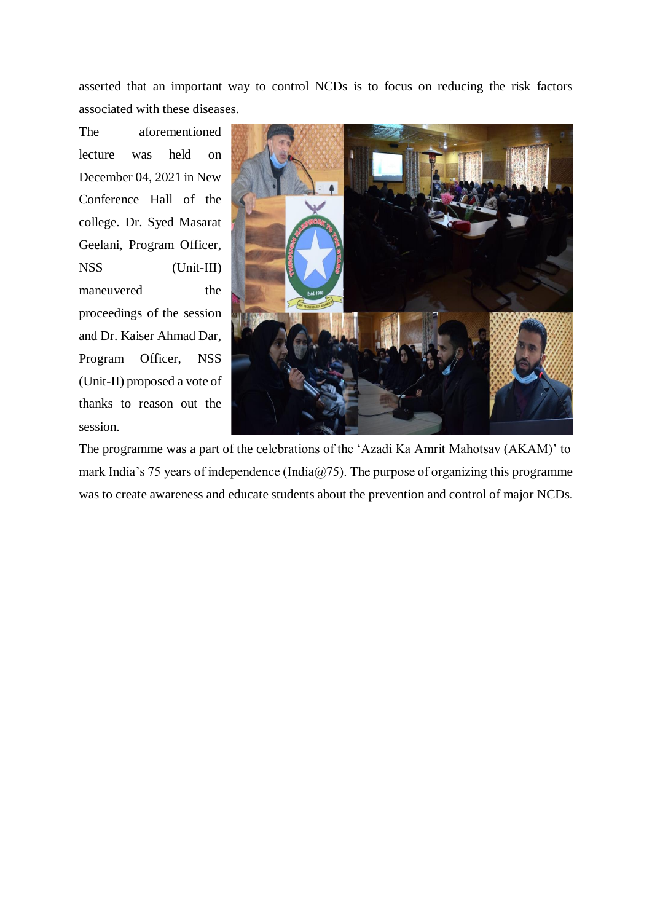asserted that an important way to control NCDs is to focus on reducing the risk factors associated with these diseases.

The aforementioned lecture was held on December 04, 2021 in New Conference Hall of the college. Dr. Syed Masarat Geelani, Program Officer, NSS (Unit-III) maneuvered the proceedings of the session and Dr. Kaiser Ahmad Dar, Program Officer, NSS (Unit-II) proposed a vote of thanks to reason out the session.

The programme was a part of the celebrations of the 'Azadi Ka Amrit Mahotsav (AKAM)' to mark India's 75 years of independence (India@75). The purpose of organizing this programme was to create awareness and educate students about the prevention and control of major NCDs.